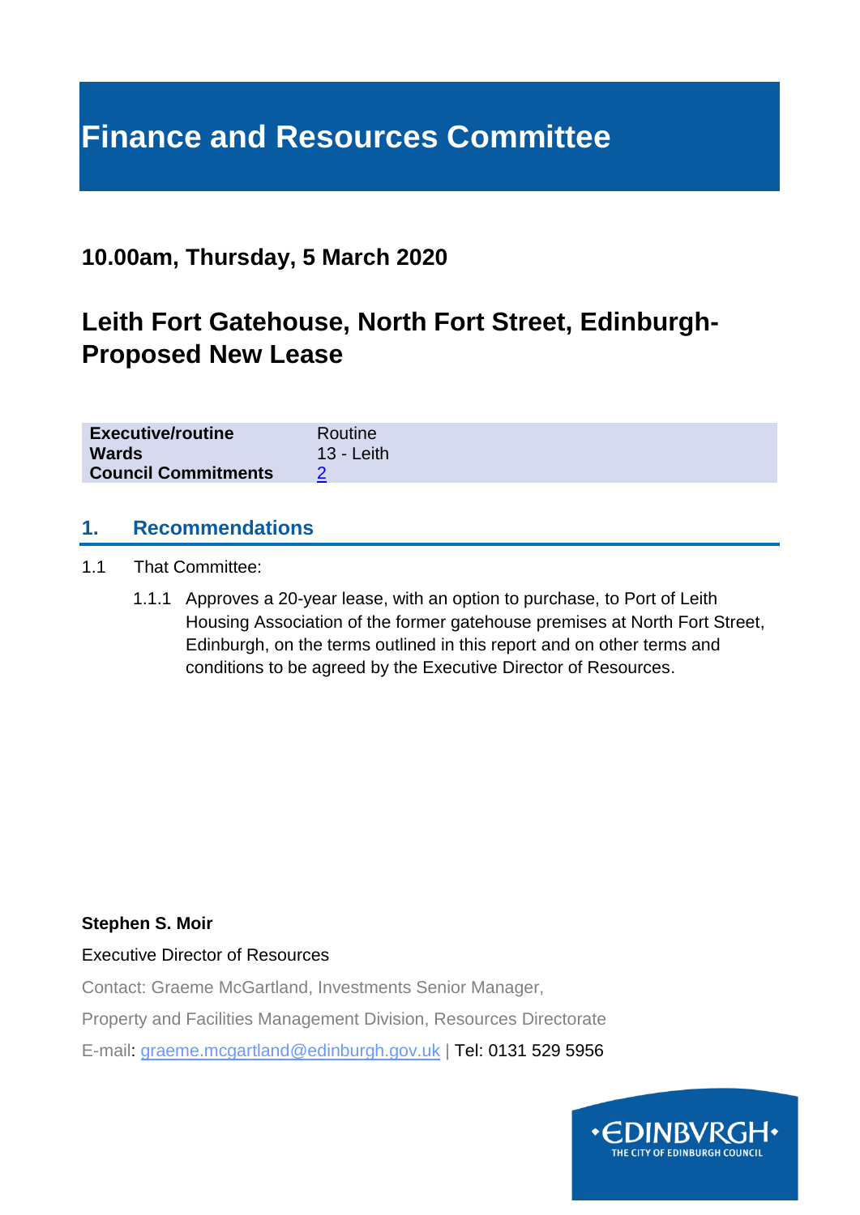# Finance and Resources Committee

## 10.00am, Thursday, 5 March 2020

## Leith Fort Gatehouse, North Fort Street, Edinburgh-Proposed New Lease

| | |
|---|---|
| **Executive/routine** | Routine |
| **Wards** | 13 - Leith |
| **Council Commitments** | 2 |

## 1. Recommendations

1.1 That Committee:

1.1.1 Approves a 20-year lease, with an option to purchase, to Port of Leith Housing Association of the former gatehouse premises at North Fort Street, Edinburgh, on the terms outlined in this report and on other terms and conditions to be agreed by the Executive Director of Resources.

**Stephen S. Moir**

Executive Director of Resources

Contact: Graeme McGartland, Investments Senior Manager,

Property and Facilities Management Division, Resources Directorate

E-mail: graeme.mcgartland@edinburgh.gov.uk | Tel: 0131 529 5956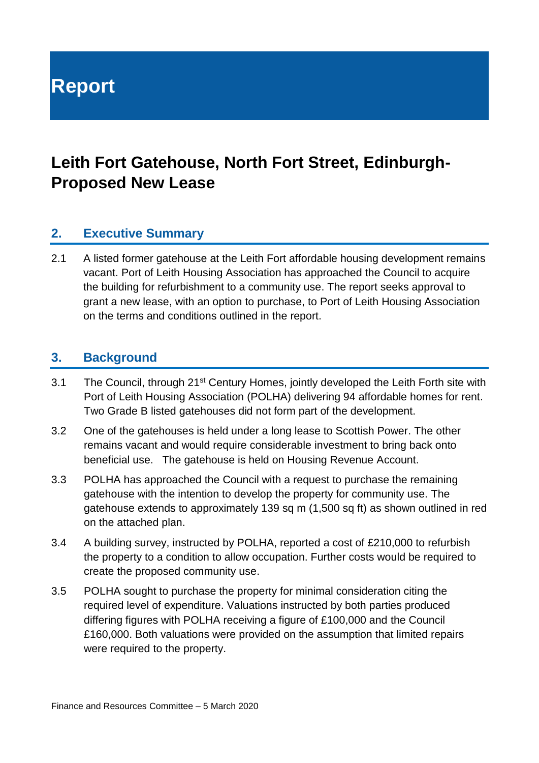# Report

## Leith Fort Gatehouse, North Fort Street, Edinburgh- Proposed New Lease

### 2. Executive Summary

2.1 A listed former gatehouse at the Leith Fort affordable housing development remains vacant. Port of Leith Housing Association has approached the Council to acquire the building for refurbishment to a community use. The report seeks approval to grant a new lease, with an option to purchase, to Port of Leith Housing Association on the terms and conditions outlined in the report.

### 3. Background

3.1 The Council, through 21st Century Homes, jointly developed the Leith Forth site with Port of Leith Housing Association (POLHA) delivering 94 affordable homes for rent. Two Grade B listed gatehouses did not form part of the development.

3.2 One of the gatehouses is held under a long lease to Scottish Power. The other remains vacant and would require considerable investment to bring back onto beneficial use. The gatehouse is held on Housing Revenue Account.

3.3 POLHA has approached the Council with a request to purchase the remaining gatehouse with the intention to develop the property for community use. The gatehouse extends to approximately 139 sq m (1,500 sq ft) as shown outlined in red on the attached plan.

3.4 A building survey, instructed by POLHA, reported a cost of £210,000 to refurbish the property to a condition to allow occupation. Further costs would be required to create the proposed community use.

3.5 POLHA sought to purchase the property for minimal consideration citing the required level of expenditure. Valuations instructed by both parties produced differing figures with POLHA receiving a figure of £100,000 and the Council £160,000. Both valuations were provided on the assumption that limited repairs were required to the property.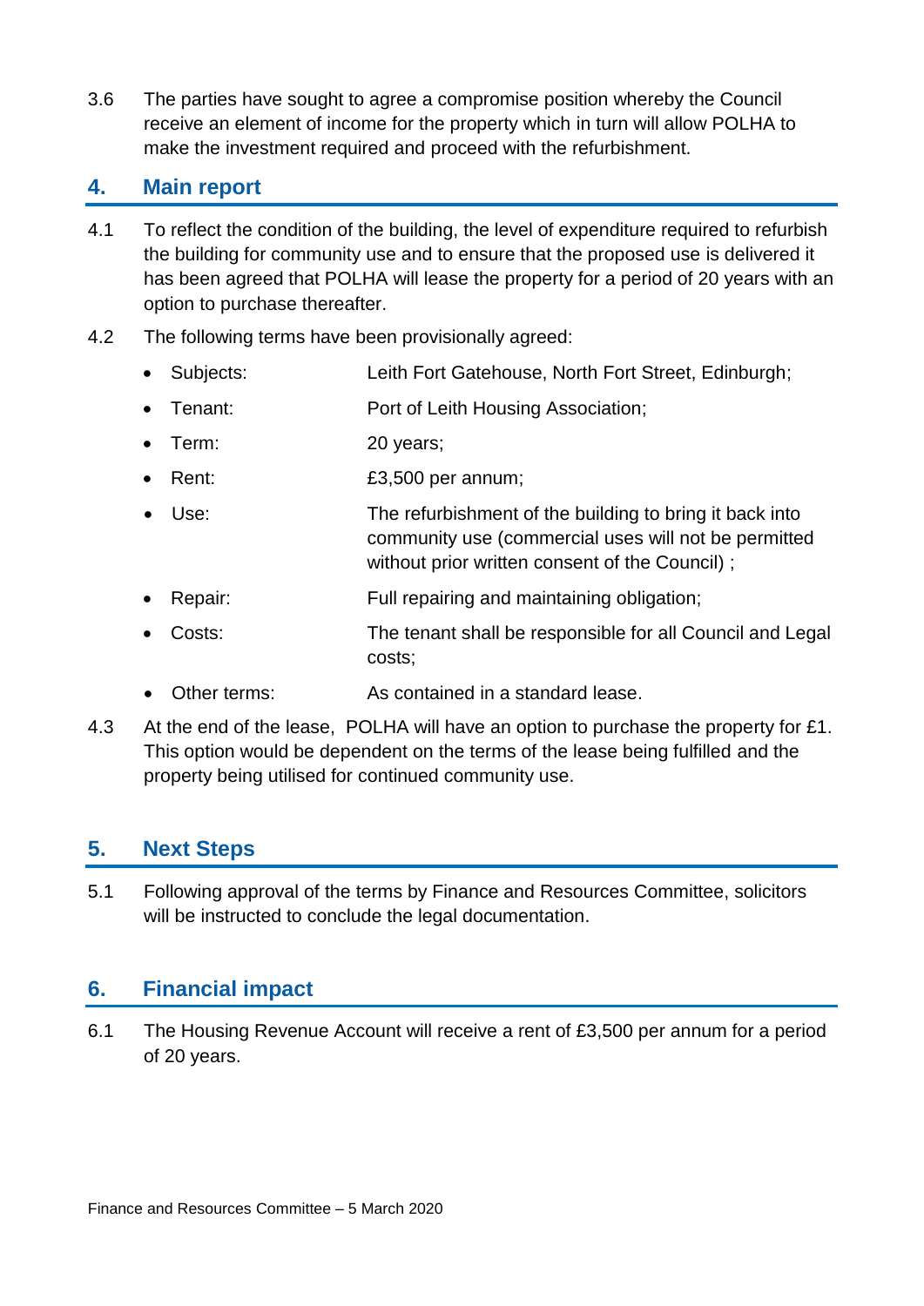3.6 The parties have sought to agree a compromise position whereby the Council receive an element of income for the property which in turn will allow POLHA to make the investment required and proceed with the refurbishment.

## 4. Main report

4.1 To reflect the condition of the building, the level of expenditure required to refurbish the building for community use and to ensure that the proposed use is delivered it has been agreed that POLHA will lease the property for a period of 20 years with an option to purchase thereafter.

4.2 The following terms have been provisionally agreed:

- Subjects: Leith Fort Gatehouse, North Fort Street, Edinburgh;
- Tenant: Port of Leith Housing Association;
- Term: 20 years;
- Rent: £3,500 per annum;
- Use: The refurbishment of the building to bring it back into community use (commercial uses will not be permitted without prior written consent of the Council) ;
- Repair: Full repairing and maintaining obligation;
- Costs: The tenant shall be responsible for all Council and Legal costs;
- Other terms: As contained in a standard lease.

4.3 At the end of the lease, POLHA will have an option to purchase the property for £1. This option would be dependent on the terms of the lease being fulfilled and the property being utilised for continued community use.

## 5. Next Steps

5.1 Following approval of the terms by Finance and Resources Committee, solicitors will be instructed to conclude the legal documentation.

## 6. Financial impact

6.1 The Housing Revenue Account will receive a rent of £3,500 per annum for a period of 20 years.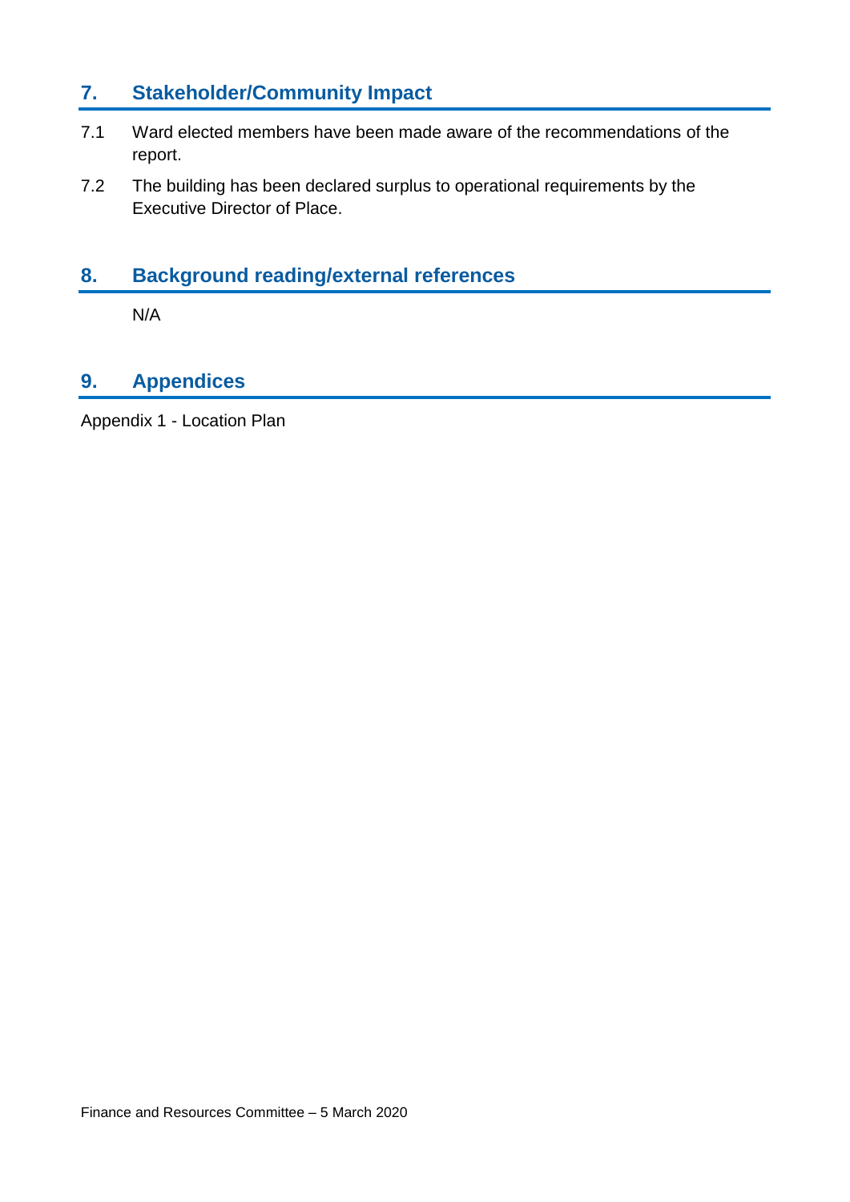## 7. Stakeholder/Community Impact

7.1 Ward elected members have been made aware of the recommendations of the report.

7.2 The building has been declared surplus to operational requirements by the Executive Director of Place.

## 8. Background reading/external references

N/A

## 9. Appendices

Appendix 1 - Location Plan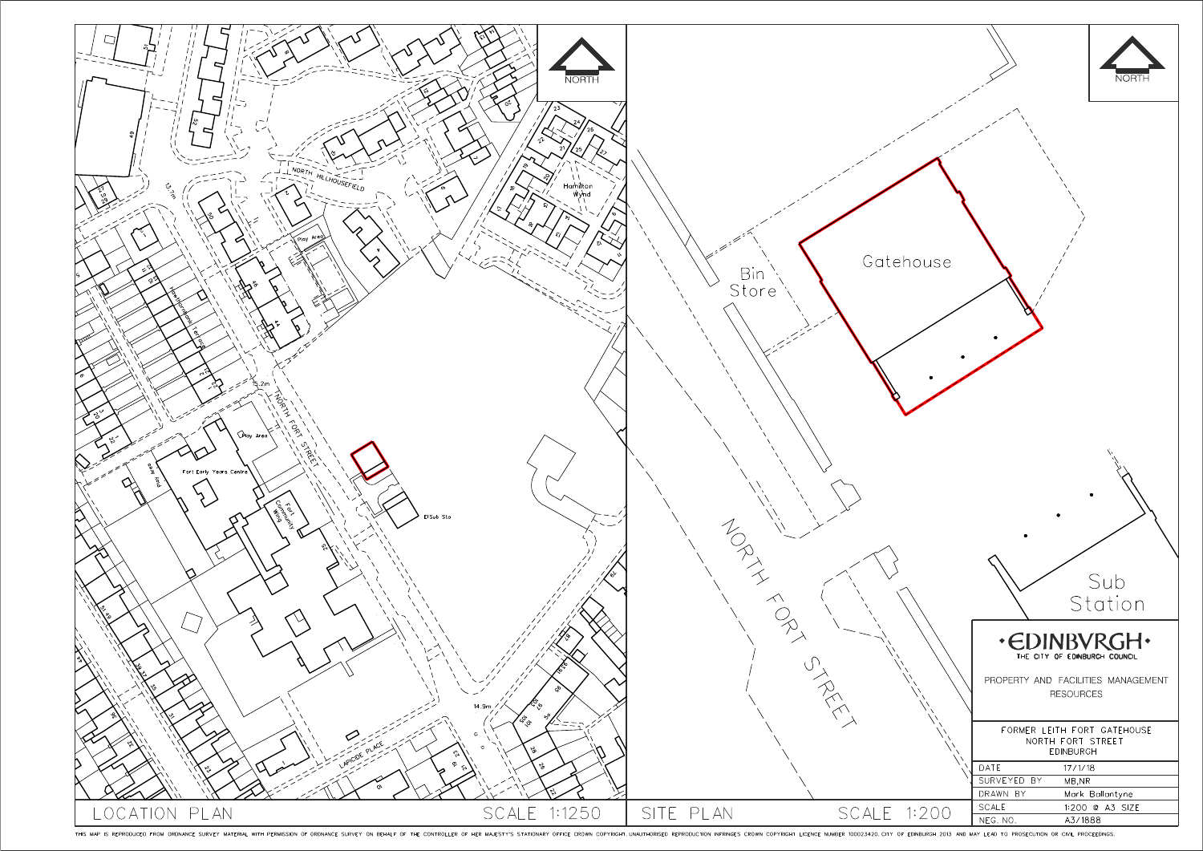LOCATION PLAN SCALE 1:1250

SITE PLAN SCALE 1:200

NORTH

NORTH FORT STREET

Gatehouse

Bin Store

Sub Station

NORTH HILLHOUSEFIELD

Hamilton Wynd

Hawthornbank Terrace

Fort Early Years Centre

Fort Community Wing

Play Area

El Sub Sta

LAPICIDE PLACE

14.9m

13.7m

·EDINBVRGH·
THE CITY OF EDINBURGH COUNCIL

PROPERTY AND FACILITIES MANAGEMENT RESOURCES

FORMER LEITH FORT GATEHOUSE
NORTH FORT STREET
EDINBURGH

| | |
|---|---|
| DATE | 17/1/18 |
| SURVEYED BY | MB,NR |
| DRAWN BY | Mark Ballantyne |
| SCALE | 1:200 @ A3 SIZE |
| NEG. NO. | A3/1888 |

THIS MAP IS REPRODUCED FROM ORDNANCE SURVEY MATERIAL WITH PERMISSION OF ORDNANCE SURVEY ON BEHALF OF THE CONTROLLER OF HER MAJESTY'S STATIONARY OFFICE CROWN COPYRIGHT. UNAUTHORISED REPRODUCTION INFRINGES CROWN COPYRIGHT LICENCE NUMBER 100023420. CITY OF EDINBURGH 2013 AND MAY LEAD TO PROSECUTION OR CIVIL PROCEEDINGS.